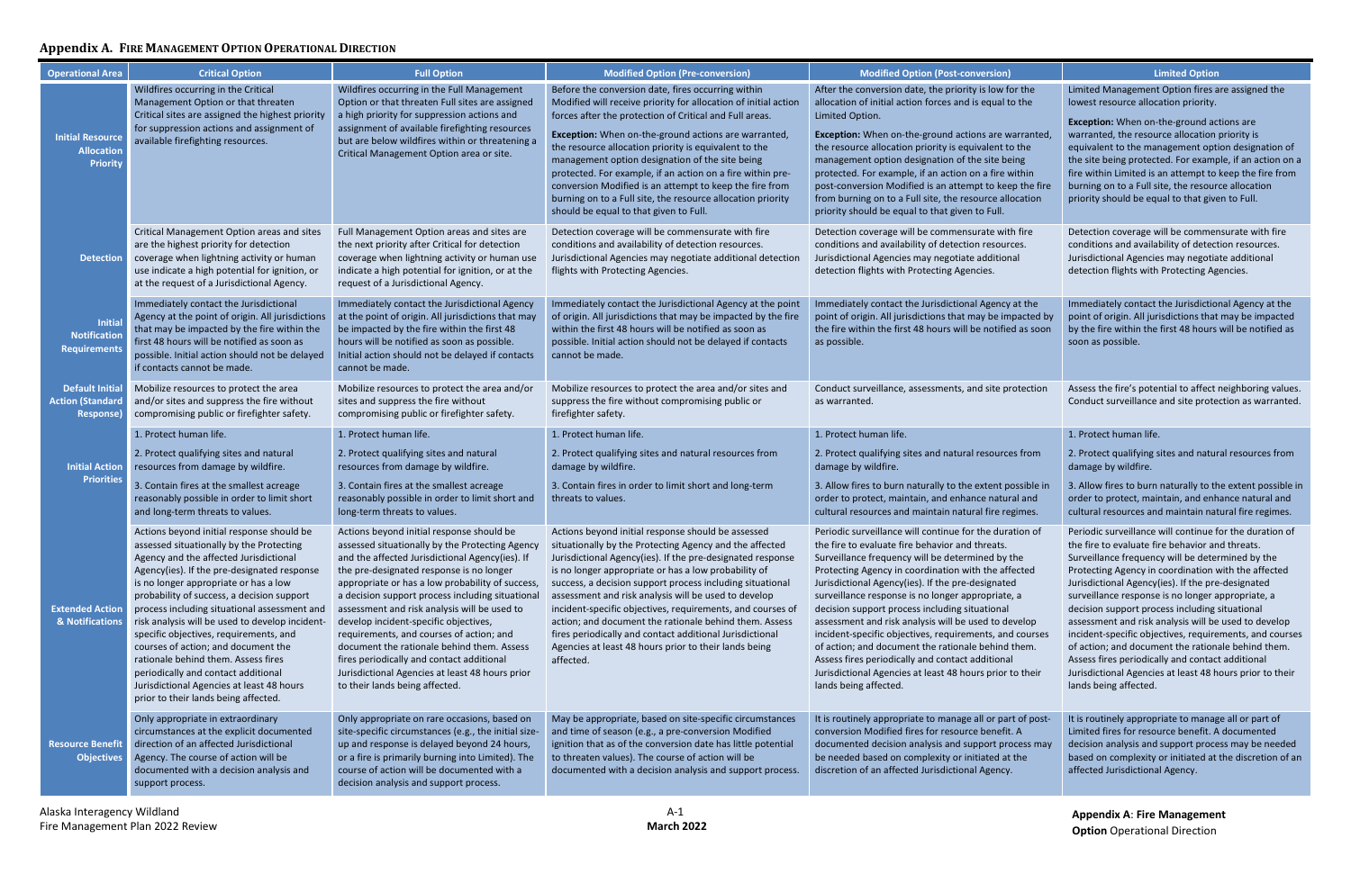## Appendix A. Fire Management Option Operational Direction

| Operational Area | Critical Option | Full Option | Modified Option (Pre-conversion) | Modified Option (Post-conversion) | Limited Option |
|---|---|---|---|---|---|
| Initial Resource Allocation Priority | Wildfires occurring in the Critical Management Option or that threaten Critical sites are assigned the highest priority for suppression actions and assignment of available firefighting resources. | Wildfires occurring in the Full Management Option or that threaten Full sites are assigned a high priority for suppression actions and assignment of available firefighting resources but are below wildfires within or threatening a Critical Management Option area or site. | Before the conversion date, fires occurring within Modified will receive priority for allocation of initial action forces after the protection of Critical and Full areas.<br><br>**Exception:** When on-the-ground actions are warranted, the resource allocation priority is equivalent to the management option designation of the site being protected. For example, if an action on a fire within pre-conversion Modified is an attempt to keep the fire from burning on to a Full site, the resource allocation priority should be equal to that given to Full. | After the conversion date, the priority is low for the allocation of initial action forces and is equal to the Limited Option.<br><br>**Exception:** When on-the-ground actions are warranted, the resource allocation priority is equivalent to the management option designation of the site being protected. For example, if an action on a fire within post-conversion Modified is an attempt to keep the fire from burning on to a Full site, the resource allocation priority should be equal to that given to Full. | Limited Management Option fires are assigned the lowest resource allocation priority.<br><br>**Exception:** When on-the-ground actions are warranted, the resource allocation priority is equivalent to the management option designation of the site being protected. For example, if an action on a fire within Limited is an attempt to keep the fire from burning on to a Full site, the resource allocation priority should be equal to that given to Full. |
| Detection | Critical Management Option areas and sites are the highest priority for detection coverage when lightning activity or human use indicate a high potential for ignition, or at the request of a Jurisdictional Agency. | Full Management Option areas and sites are the next priority after Critical for detection coverage when lightning activity or human use indicate a high potential for ignition, or at the request of a Jurisdictional Agency. | Detection coverage will be commensurate with fire conditions and availability of detection resources. Jurisdictional Agencies may negotiate additional detection flights with Protecting Agencies. | Detection coverage will be commensurate with fire conditions and availability of detection resources. Jurisdictional Agencies may negotiate additional detection flights with Protecting Agencies. | Detection coverage will be commensurate with fire conditions and availability of detection resources. Jurisdictional Agencies may negotiate additional detection flights with Protecting Agencies. |
| Initial Notification Requirements | Immediately contact the Jurisdictional Agency at the point of origin. All jurisdictions that may be impacted by the fire within the first 48 hours will be notified as soon as possible. Initial action should not be delayed if contacts cannot be made. | Immediately contact the Jurisdictional Agency at the point of origin. All jurisdictions that may be impacted by the fire within the first 48 hours will be notified as soon as possible. Initial action should not be delayed if contacts cannot be made. | Immediately contact the Jurisdictional Agency at the point of origin. All jurisdictions that may be impacted by the fire within the first 48 hours will be notified as soon as possible. Initial action should not be delayed if contacts cannot be made. | Immediately contact the Jurisdictional Agency at the point of origin. All jurisdictions that may be impacted by the fire within the first 48 hours will be notified as soon as possible. | Immediately contact the Jurisdictional Agency at the point of origin. All jurisdictions that may be impacted by the fire within the first 48 hours will be notified as soon as possible. |
| Default Initial Action (Standard Response) | Mobilize resources to protect the area and/or sites and suppress the fire without compromising public or firefighter safety. | Mobilize resources to protect the area and/or sites and suppress the fire without compromising public or firefighter safety. | Mobilize resources to protect the area and/or sites and suppress the fire without compromising public or firefighter safety. | Conduct surveillance, assessments, and site protection as warranted. | Assess the fire's potential to affect neighboring values. Conduct surveillance and site protection as warranted. |
| Initial Action Priorities | 1. Protect human life.<br><br>2. Protect qualifying sites and natural resources from damage by wildfire.<br><br>3. Contain fires at the smallest acreage reasonably possible in order to limit short and long-term threats to values. | 1. Protect human life.<br><br>2. Protect qualifying sites and natural resources from damage by wildfire.<br><br>3. Contain fires at the smallest acreage reasonably possible in order to limit short and long-term threats to values. | 1. Protect human life.<br><br>2. Protect qualifying sites and natural resources from damage by wildfire.<br><br>3. Contain fires in order to limit short and long-term threats to values. | 1. Protect human life.<br><br>2. Protect qualifying sites and natural resources from damage by wildfire.<br><br>3. Allow fires to burn naturally to the extent possible in order to protect, maintain, and enhance natural and cultural resources and maintain natural fire regimes. | 1. Protect human life.<br><br>2. Protect qualifying sites and natural resources from damage by wildfire.<br><br>3. Allow fires to burn naturally to the extent possible in order to protect, maintain, and enhance natural and cultural resources and maintain natural fire regimes. |
| Extended Action & Notifications | Actions beyond initial response should be assessed situationally by the Protecting Agency and the affected Jurisdictional Agency(ies). If the pre-designated response is no longer appropriate or has a low probability of success, a decision support process including situational assessment and risk analysis will be used to develop incident-specific objectives, requirements, and courses of action; and document the rationale behind them. Assess fires periodically and contact additional Jurisdictional Agencies at least 48 hours prior to their lands being affected. | Actions beyond initial response should be assessed situationally by the Protecting Agency and the affected Jurisdictional Agency(ies). If the pre-designated response is no longer appropriate or has a low probability of success, a decision support process including situational assessment and risk analysis will be used to develop incident-specific objectives, requirements, and courses of action; and document the rationale behind them. Assess fires periodically and contact additional Jurisdictional Agencies at least 48 hours prior to their lands being affected. | Actions beyond initial response should be assessed situationally by the Protecting Agency and the affected Jurisdictional Agency(ies). If the pre-designated response is no longer appropriate or has a low probability of success, a decision support process including situational assessment and risk analysis will be used to develop incident-specific objectives, requirements, and courses of action; and document the rationale behind them. Assess fires periodically and contact additional Jurisdictional Agencies at least 48 hours prior to their lands being affected. | Periodic surveillance will continue for the duration of the fire to evaluate fire behavior and threats. Surveillance frequency will be determined by the Protecting Agency in coordination with the affected Jurisdictional Agency(ies). If the pre-designated surveillance response is no longer appropriate, a decision support process including situational assessment and risk analysis will be used to develop incident-specific objectives, requirements, and courses of action; and document the rationale behind them. Assess fires periodically and contact additional Jurisdictional Agencies at least 48 hours prior to their lands being affected. | Periodic surveillance will continue for the duration of the fire to evaluate fire behavior and threats. Surveillance frequency will be determined by the Protecting Agency in coordination with the affected Jurisdictional Agency(ies). If the pre-designated surveillance response is no longer appropriate, a decision support process including situational assessment and risk analysis will be used to develop incident-specific objectives, requirements, and courses of action; and document the rationale behind them. Assess fires periodically and contact additional Jurisdictional Agencies at least 48 hours prior to their lands being affected. |
| Resource Benefit Objectives | Only appropriate in extraordinary circumstances at the explicit documented direction of an affected Jurisdictional Agency. The course of action will be documented with a decision analysis and support process. | Only appropriate on rare occasions, based on site-specific circumstances (e.g., the initial size-up and response is delayed beyond 24 hours, or a fire is primarily burning into Limited). The course of action will be documented with a decision analysis and support process. | May be appropriate, based on site-specific circumstances and time of season (e.g., a pre-conversion Modified ignition that as of the conversion date has little potential to threaten values). The course of action will be documented with a decision analysis and support process. | It is routinely appropriate to manage all or part of post-conversion Modified fires for resource benefit. A documented decision analysis and support process may be needed based on complexity or initiated at the discretion of an affected Jurisdictional Agency. | It is routinely appropriate to manage all or part of Limited fires for resource benefit. A documented decision analysis and support process may be needed based on complexity or initiated at the discretion of an affected Jurisdictional Agency. |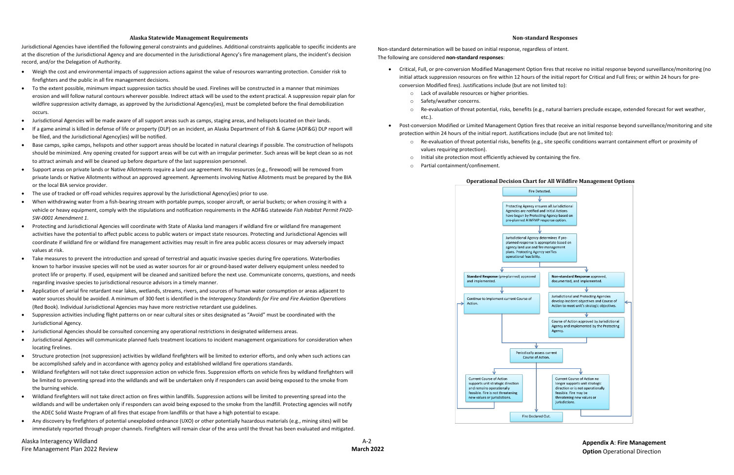### Alaska Statewide Management Requirements

Jurisdictional Agencies have identified the following general constraints and guidelines. Additional constraints applicable to specific incidents are at the discretion of the Jurisdictional Agency and are documented in the Jurisdictional Agency's fire management plans, the incident's decision record, and/or the Delegation of Authority.

- Weigh the cost and environmental impacts of suppression actions against the value of resources warranting protection. Consider risk to firefighters and the public in all fire management decisions.
- To the extent possible, minimum impact suppression tactics should be used. Firelines will be constructed in a manner that minimizes erosion and will follow natural contours wherever possible. Indirect attack will be used to the extent practical. A suppression repair plan for wildfire suppression activity damage, as approved by the Jurisdictional Agency(ies), must be completed before the final demobilization occurs.
- Jurisdictional Agencies will be made aware of all support areas such as camps, staging areas, and helispots located on their lands.
- If a game animal is killed in defense of life or property (DLP) on an incident, an Alaska Department of Fish & Game (ADF&G) DLP report will be filed, and the Jurisdictional Agency(ies) will be notified.
- Base camps, spike camps, helispots and other support areas should be located in natural clearings if possible. The construction of helispots should be minimized. Any opening created for support areas will be cut with an irregular perimeter. Such areas will be kept clean so as not to attract animals and will be cleaned up before departure of the last suppression personnel.
- Support areas on private lands or Native Allotments require a land use agreement. No resources (e.g., firewood) will be removed from private lands or Native Allotments without an approved agreement. Agreements involving Native Allotments must be prepared by the BIA or the local BIA service provider.
- The use of tracked or off-road vehicles requires approval by the Jurisdictional Agency(ies) prior to use.
- When withdrawing water from a fish-bearing stream with portable pumps, scooper aircraft, or aerial buckets; or when crossing it with a vehicle or heavy equipment, comply with the stipulations and notification requirements in the ADF&G statewide *Fish Habitat Permit FH20-SW-0001 Amendment 1*.
- Protecting and Jurisdictional Agencies will coordinate with State of Alaska land managers if wildland fire or wildland fire management activities have the potential to affect public access to public waters or impact state resources. Protecting and Jurisdictional Agencies will coordinate if wildland fire or wildland fire management activities may result in fire area public access closures or may adversely impact values at risk.
- Take measures to prevent the introduction and spread of terrestrial and aquatic invasive species during fire operations. Waterbodies known to harbor invasive species will not be used as water sources for air or ground-based water delivery equipment unless needed to protect life or property. If used, equipment will be cleaned and sanitized before the next use. Communicate concerns, questions, and needs regarding invasive species to jurisdictional resource advisors in a timely manner.
- Application of aerial fire retardant near lakes, wetlands, streams, rivers, and sources of human water consumption or areas adjacent to water sources should be avoided. A minimum of 300 feet is identified in the *Interagency Standards for Fire and Fire Aviation Operations* (Red Book). Individual Jurisdictional Agencies may have more restrictive retardant use guidelines.
- Suppression activities including flight patterns on or near cultural sites or sites designated as "Avoid" must be coordinated with the Jurisdictional Agency.
- Jurisdictional Agencies should be consulted concerning any operational restrictions in designated wilderness areas.
- Jurisdictional Agencies will communicate planned fuels treatment locations to incident management organizations for consideration when locating firelines.
- Structure protection (not suppression) activities by wildland firefighters will be limited to exterior efforts, and only when such actions can be accomplished safely and in accordance with agency policy and established wildland fire operations standards.
- Wildland firefighters will not take direct suppression action on vehicle fires. Suppression efforts on vehicle fires by wildland firefighters will be limited to preventing spread into the wildlands and will be undertaken only if responders can avoid being exposed to the smoke from the burning vehicle.
- Wildland firefighters will not take direct action on fires within landfills. Suppression actions will be limited to preventing spread into the wildlands and will be undertaken only if responders can avoid being exposed to the smoke from the landfill. Protecting agencies will notify the ADEC Solid Waste Program of all fires that escape from landfills or that have a high potential to escape.
- Any discovery by firefighters of potential unexploded ordnance (UXO) or other potentially hazardous materials (e.g., mining sites) will be immediately reported through proper channels. Firefighters will remain clear of the area until the threat has been evaluated and mitigated.

### Non-standard Responses

Non-standard determination will be based on initial response, regardless of intent.
The following are considered **non-standard responses**:

- Critical, Full, or pre-conversion Modified Management Option fires that receive no initial response beyond surveillance/monitoring (no initial attack suppression resources on fire within 12 hours of the initial report for Critical and Full fires; or within 24 hours for pre-conversion Modified fires). Justifications include (but are not limited to):
  - Lack of available resources or higher priorities.
  - Safety/weather concerns.
  - Re-evaluation of threat potential, risks, benefits (e.g., natural barriers preclude escape, extended forecast for wet weather, etc.).
- Post-conversion Modified or Limited Management Option fires that receive an initial response beyond surveillance/monitoring and site protection within 24 hours of the initial report. Justifications include (but are not limited to):
  - Re-evaluation of threat potential, risks, benefits (e.g., site specific conditions warrant containment effort or proximity of values requiring protection).
  - Initial site protection most efficiently achieved by containing the fire.
  - Partial containment/confinement.

### Operational Decision Chart for All Wildfire Management Options

Fire Detected.

Protecting Agency ensures all Jurisdictional Agencies are notified and Initial Actions have begun by Protecting Agency based on pre-planned AIWFMP response option.

Jurisdictional Agency determines if pre-planned response is appropriate based on agency land use and fire management plans. Protecting Agency verifies operational feasibility.

**Standard Response** (pre-planned) approved and implemented.

**Non-standard Response** approved, documented, and implemented.

Continue to implement current Course of Action.

Jurisdictional and Protecting Agencies develop incident objectives and Course of Action to meet unit's strategic objectives.

Course of Action approved by Jurisdictional Agency and implemented by the Protecting Agency.

Periodically assess current Course of Action.

Current Course of Action supports unit strategic direction and remains operationally feasible. Fire is not threatening new values or jurisdictions.

Current Course of Action no longer supports unit strategic direction or is not operationally feasible. Fire may be threatening new values or jurisdictions.

Fire Declared Out.